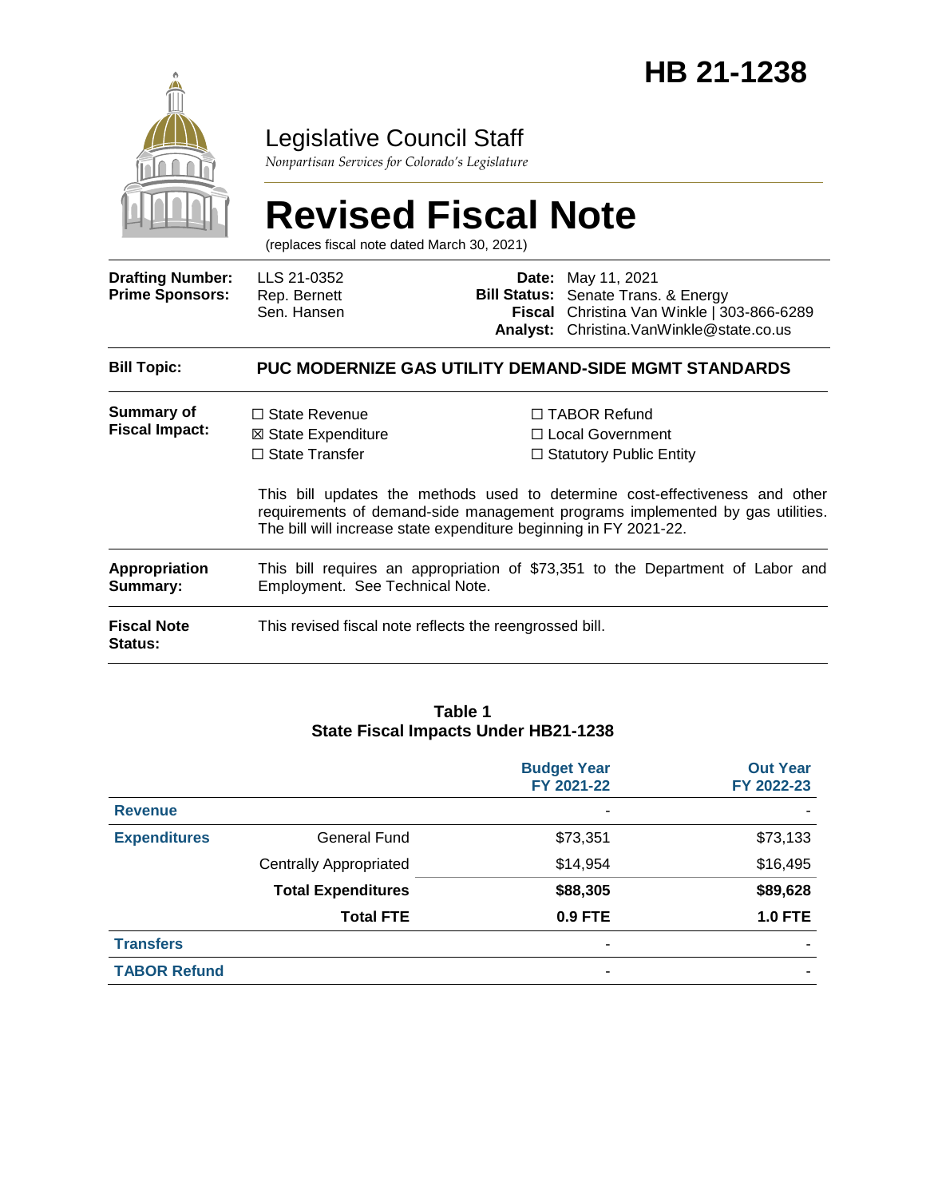# HB 21-1238

Legislative Council Staff

*Nonpartisan Services for Colorado's Legislature*

# Revised Fiscal Note

(replaces fiscal note dated March 30, 2021)

| | | | |
|---|---|---|---|
| **Drafting Number:** | LLS 21-0352 | **Date:** | May 11, 2021 |
| **Prime Sponsors:** | Rep. Bernett<br>Sen. Hansen | **Bill Status:** | Senate Trans. & Energy |
| | | **Fiscal Analyst:** | Christina Van Winkle \| 303-866-6289<br>Christina.VanWinkle@state.co.us |

**Bill Topic:** **PUC MODERNIZE GAS UTILITY DEMAND-SIDE MGMT STANDARDS**

**Summary of Fiscal Impact:**

☐ State Revenue
☒ State Expenditure
☐ State Transfer
☐ TABOR Refund
☐ Local Government
☐ Statutory Public Entity

This bill updates the methods used to determine cost-effectiveness and other requirements of demand-side management programs implemented by gas utilities. The bill will increase state expenditure beginning in FY 2021-22.

**Appropriation Summary:** This bill requires an appropriation of $73,351 to the Department of Labor and Employment. See Technical Note.

**Fiscal Note Status:** This revised fiscal note reflects the reengrossed bill.

**Table 1**
**State Fiscal Impacts Under HB21-1238**

| | | Budget Year FY 2021-22 | Out Year FY 2022-23 |
|---|---|---|---|
| **Revenue** | | - | - |
| **Expenditures** | General Fund | $73,351 | $73,133 |
| | Centrally Appropriated | $14,954 | $16,495 |
| | **Total Expenditures** | **$88,305** | **$89,628** |
| | **Total FTE** | **0.9 FTE** | **1.0 FTE** |
| **Transfers** | | - | - |
| **TABOR Refund** | | - | - |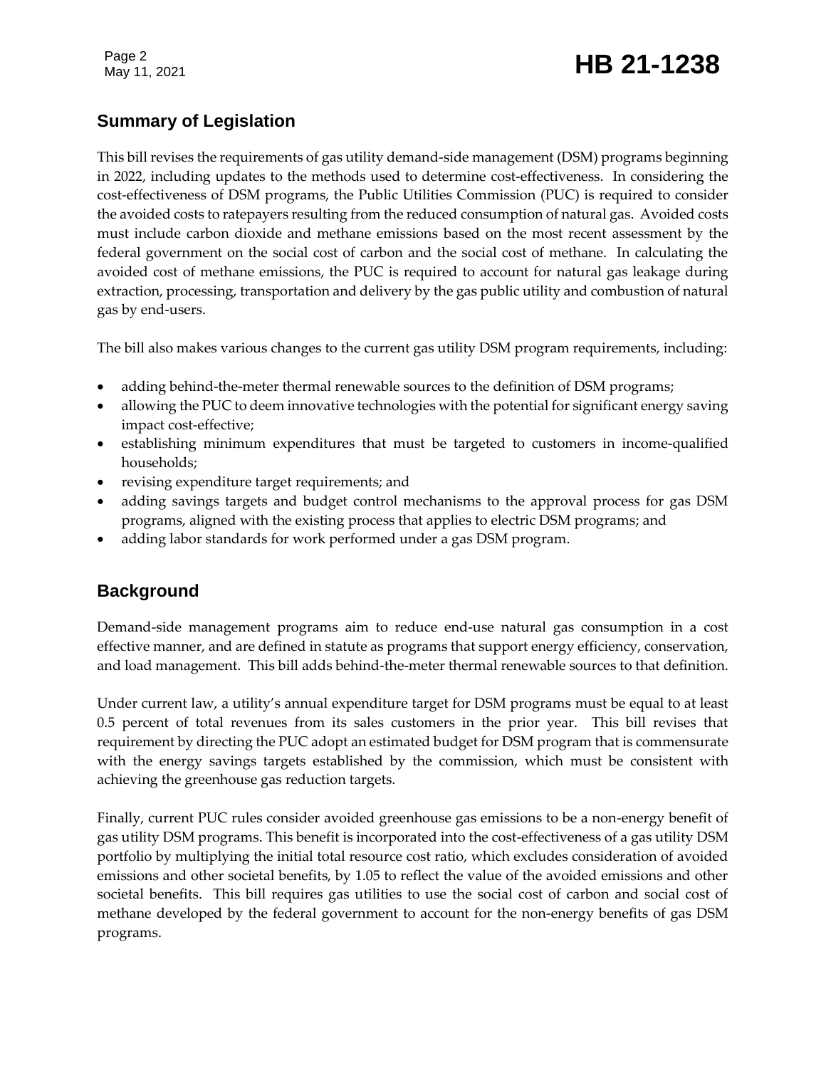## Summary of Legislation

This bill revises the requirements of gas utility demand-side management (DSM) programs beginning in 2022, including updates to the methods used to determine cost-effectiveness. In considering the cost-effectiveness of DSM programs, the Public Utilities Commission (PUC) is required to consider the avoided costs to ratepayers resulting from the reduced consumption of natural gas. Avoided costs must include carbon dioxide and methane emissions based on the most recent assessment by the federal government on the social cost of carbon and the social cost of methane. In calculating the avoided cost of methane emissions, the PUC is required to account for natural gas leakage during extraction, processing, transportation and delivery by the gas public utility and combustion of natural gas by end-users.

The bill also makes various changes to the current gas utility DSM program requirements, including:

- adding behind-the-meter thermal renewable sources to the definition of DSM programs;
- allowing the PUC to deem innovative technologies with the potential for significant energy saving impact cost-effective;
- establishing minimum expenditures that must be targeted to customers in income-qualified households;
- revising expenditure target requirements; and
- adding savings targets and budget control mechanisms to the approval process for gas DSM programs, aligned with the existing process that applies to electric DSM programs; and
- adding labor standards for work performed under a gas DSM program.

## Background

Demand-side management programs aim to reduce end-use natural gas consumption in a cost effective manner, and are defined in statute as programs that support energy efficiency, conservation, and load management. This bill adds behind-the-meter thermal renewable sources to that definition.

Under current law, a utility's annual expenditure target for DSM programs must be equal to at least 0.5 percent of total revenues from its sales customers in the prior year. This bill revises that requirement by directing the PUC adopt an estimated budget for DSM program that is commensurate with the energy savings targets established by the commission, which must be consistent with achieving the greenhouse gas reduction targets.

Finally, current PUC rules consider avoided greenhouse gas emissions to be a non-energy benefit of gas utility DSM programs. This benefit is incorporated into the cost-effectiveness of a gas utility DSM portfolio by multiplying the initial total resource cost ratio, which excludes consideration of avoided emissions and other societal benefits, by 1.05 to reflect the value of the avoided emissions and other societal benefits. This bill requires gas utilities to use the social cost of carbon and social cost of methane developed by the federal government to account for the non-energy benefits of gas DSM programs.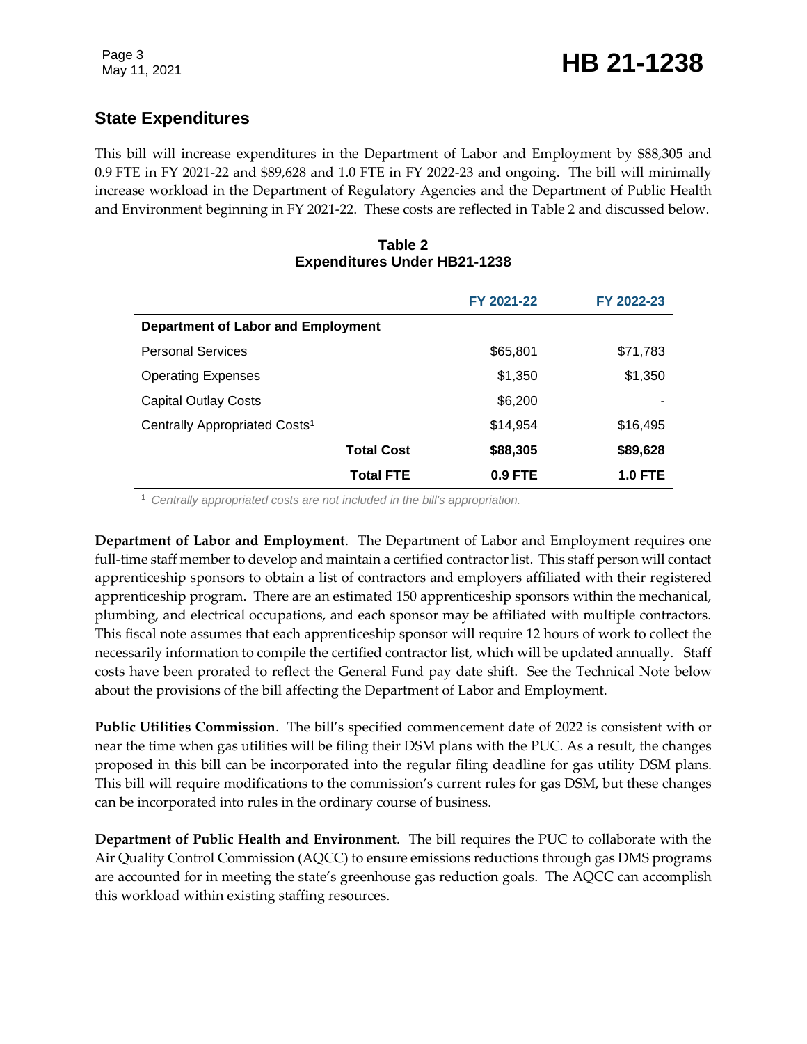## State Expenditures

This bill will increase expenditures in the Department of Labor and Employment by $88,305 and 0.9 FTE in FY 2021-22 and $89,628 and 1.0 FTE in FY 2022-23 and ongoing. The bill will minimally increase workload in the Department of Regulatory Agencies and the Department of Public Health and Environment beginning in FY 2021-22. These costs are reflected in Table 2 and discussed below.

**Table 2**
**Expenditures Under HB21-1238**

| | FY 2021-22 | FY 2022-23 |
|---|---|---|
| **Department of Labor and Employment** | | |
| Personal Services | $65,801 | $71,783 |
| Operating Expenses | $1,350 | $1,350 |
| Capital Outlay Costs | $6,200 | - |
| Centrally Appropriated Costs[1] | $14,954 | $16,495 |
| **Total Cost** | **$88,305** | **$89,628** |
| **Total FTE** | **0.9 FTE** | **1.0 FTE** |

[1] *Centrally appropriated costs are not included in the bill's appropriation.*

**Department of Labor and Employment**. The Department of Labor and Employment requires one full-time staff member to develop and maintain a certified contractor list. This staff person will contact apprenticeship sponsors to obtain a list of contractors and employers affiliated with their registered apprenticeship program. There are an estimated 150 apprenticeship sponsors within the mechanical, plumbing, and electrical occupations, and each sponsor may be affiliated with multiple contractors. This fiscal note assumes that each apprenticeship sponsor will require 12 hours of work to collect the necessarily information to compile the certified contractor list, which will be updated annually. Staff costs have been prorated to reflect the General Fund pay date shift. See the Technical Note below about the provisions of the bill affecting the Department of Labor and Employment.

**Public Utilities Commission**. The bill's specified commencement date of 2022 is consistent with or near the time when gas utilities will be filing their DSM plans with the PUC. As a result, the changes proposed in this bill can be incorporated into the regular filing deadline for gas utility DSM plans. This bill will require modifications to the commission's current rules for gas DSM, but these changes can be incorporated into rules in the ordinary course of business.

**Department of Public Health and Environment**. The bill requires the PUC to collaborate with the Air Quality Control Commission (AQCC) to ensure emissions reductions through gas DMS programs are accounted for in meeting the state's greenhouse gas reduction goals. The AQCC can accomplish this workload within existing staffing resources.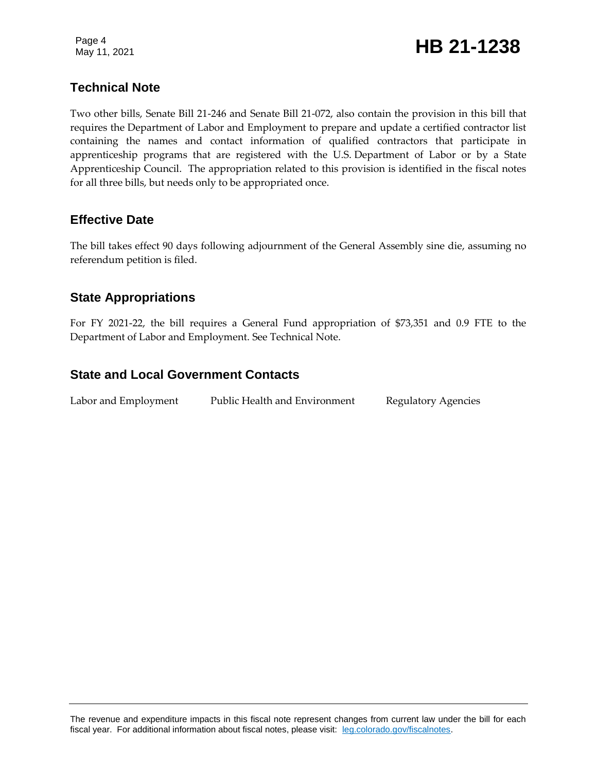## Technical Note

Two other bills, Senate Bill 21-246 and Senate Bill 21-072, also contain the provision in this bill that requires the Department of Labor and Employment to prepare and update a certified contractor list containing the names and contact information of qualified contractors that participate in apprenticeship programs that are registered with the U.S. Department of Labor or by a State Apprenticeship Council. The appropriation related to this provision is identified in the fiscal notes for all three bills, but needs only to be appropriated once.

## Effective Date

The bill takes effect 90 days following adjournment of the General Assembly sine die, assuming no referendum petition is filed.

## State Appropriations

For FY 2021-22, the bill requires a General Fund appropriation of $73,351 and 0.9 FTE to the Department of Labor and Employment. See Technical Note.

## State and Local Government Contacts

Labor and Employment    Public Health and Environment    Regulatory Agencies

The revenue and expenditure impacts in this fiscal note represent changes from current law under the bill for each fiscal year. For additional information about fiscal notes, please visit: leg.colorado.gov/fiscalnotes.